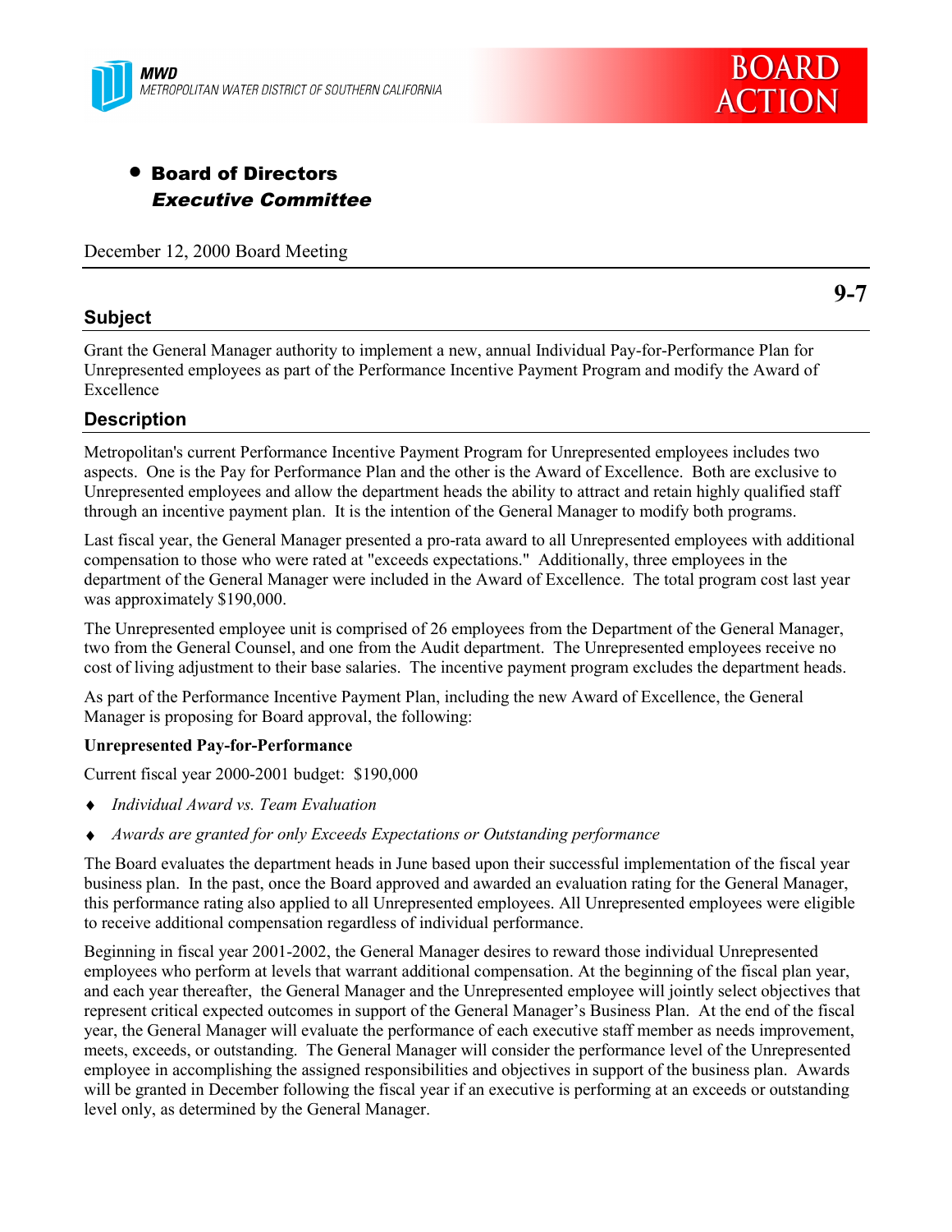MWD
METROPOLITAN WATER DISTRICT OF SOUTHERN CALIFORNIA

BOARD ACTION

- **Board of Directors**
  ***Executive Committee***

December 12, 2000 Board Meeting

**9-7**

## Subject

Grant the General Manager authority to implement a new, annual Individual Pay-for-Performance Plan for Unrepresented employees as part of the Performance Incentive Payment Program and modify the Award of Excellence

## Description

Metropolitan's current Performance Incentive Payment Program for Unrepresented employees includes two aspects. One is the Pay for Performance Plan and the other is the Award of Excellence. Both are exclusive to Unrepresented employees and allow the department heads the ability to attract and retain highly qualified staff through an incentive payment plan. It is the intention of the General Manager to modify both programs.

Last fiscal year, the General Manager presented a pro-rata award to all Unrepresented employees with additional compensation to those who were rated at "exceeds expectations." Additionally, three employees in the department of the General Manager were included in the Award of Excellence. The total program cost last year was approximately $190,000.

The Unrepresented employee unit is comprised of 26 employees from the Department of the General Manager, two from the General Counsel, and one from the Audit department. The Unrepresented employees receive no cost of living adjustment to their base salaries. The incentive payment program excludes the department heads.

As part of the Performance Incentive Payment Plan, including the new Award of Excellence, the General Manager is proposing for Board approval, the following:

**Unrepresented Pay-for-Performance**

Current fiscal year 2000-2001 budget: $190,000

- *Individual Award vs. Team Evaluation*
- *Awards are granted for only Exceeds Expectations or Outstanding performance*

The Board evaluates the department heads in June based upon their successful implementation of the fiscal year business plan. In the past, once the Board approved and awarded an evaluation rating for the General Manager, this performance rating also applied to all Unrepresented employees. All Unrepresented employees were eligible to receive additional compensation regardless of individual performance.

Beginning in fiscal year 2001-2002, the General Manager desires to reward those individual Unrepresented employees who perform at levels that warrant additional compensation. At the beginning of the fiscal plan year, and each year thereafter, the General Manager and the Unrepresented employee will jointly select objectives that represent critical expected outcomes in support of the General Manager's Business Plan. At the end of the fiscal year, the General Manager will evaluate the performance of each executive staff member as needs improvement, meets, exceeds, or outstanding. The General Manager will consider the performance level of the Unrepresented employee in accomplishing the assigned responsibilities and objectives in support of the business plan. Awards will be granted in December following the fiscal year if an executive is performing at an exceeds or outstanding level only, as determined by the General Manager.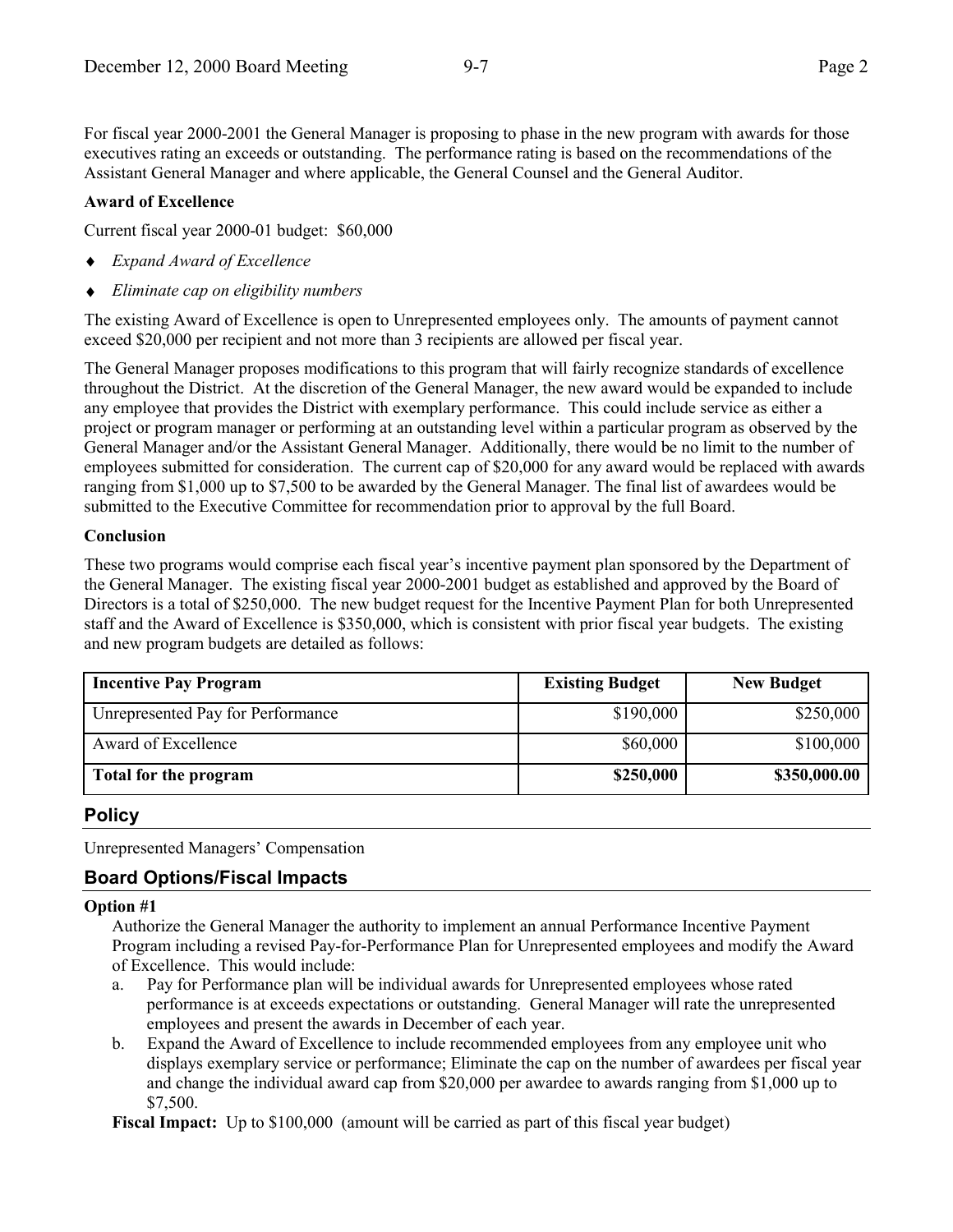For fiscal year 2000-2001 the General Manager is proposing to phase in the new program with awards for those executives rating an exceeds or outstanding. The performance rating is based on the recommendations of the Assistant General Manager and where applicable, the General Counsel and the General Auditor.

**Award of Excellence**

Current fiscal year 2000-01 budget: $60,000

- *Expand Award of Excellence*
- *Eliminate cap on eligibility numbers*

The existing Award of Excellence is open to Unrepresented employees only. The amounts of payment cannot exceed $20,000 per recipient and not more than 3 recipients are allowed per fiscal year.

The General Manager proposes modifications to this program that will fairly recognize standards of excellence throughout the District. At the discretion of the General Manager, the new award would be expanded to include any employee that provides the District with exemplary performance. This could include service as either a project or program manager or performing at an outstanding level within a particular program as observed by the General Manager and/or the Assistant General Manager. Additionally, there would be no limit to the number of employees submitted for consideration. The current cap of $20,000 for any award would be replaced with awards ranging from $1,000 up to $7,500 to be awarded by the General Manager. The final list of awardees would be submitted to the Executive Committee for recommendation prior to approval by the full Board.

**Conclusion**

These two programs would comprise each fiscal year's incentive payment plan sponsored by the Department of the General Manager. The existing fiscal year 2000-2001 budget as established and approved by the Board of Directors is a total of $250,000. The new budget request for the Incentive Payment Plan for both Unrepresented staff and the Award of Excellence is $350,000, which is consistent with prior fiscal year budgets. The existing and new program budgets are detailed as follows:

| Incentive Pay Program | Existing Budget | New Budget |
|---|---:|---:|
| Unrepresented Pay for Performance | $190,000 | $250,000 |
| Award of Excellence | $60,000 | $100,000 |
| **Total for the program** | **$250,000** | **$350,000.00** |

## Policy

Unrepresented Managers' Compensation

## Board Options/Fiscal Impacts

**Option #1**

Authorize the General Manager the authority to implement an annual Performance Incentive Payment Program including a revised Pay-for-Performance Plan for Unrepresented employees and modify the Award of Excellence. This would include:

a. Pay for Performance plan will be individual awards for Unrepresented employees whose rated performance is at exceeds expectations or outstanding. General Manager will rate the unrepresented employees and present the awards in December of each year.

b. Expand the Award of Excellence to include recommended employees from any employee unit who displays exemplary service or performance; Eliminate the cap on the number of awardees per fiscal year and change the individual award cap from $20,000 per awardee to awards ranging from $1,000 up to $7,500.

**Fiscal Impact:** Up to $100,000 (amount will be carried as part of this fiscal year budget)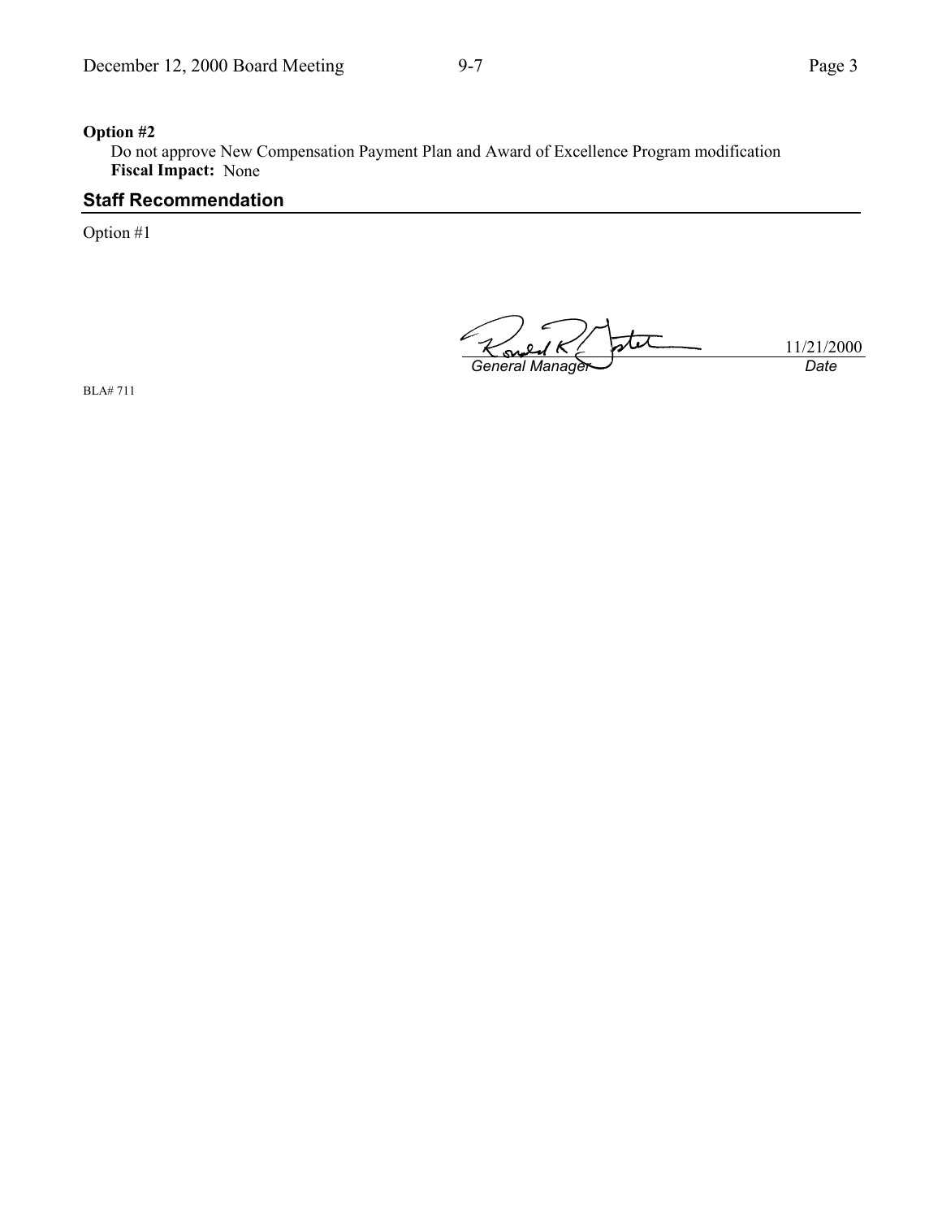**Option #2**

Do not approve New Compensation Payment Plan and Award of Excellence Program modification

**Fiscal Impact:** None

## Staff Recommendation

Option #1

*General Manager* 11/21/2000

*Date*

BLA# 711